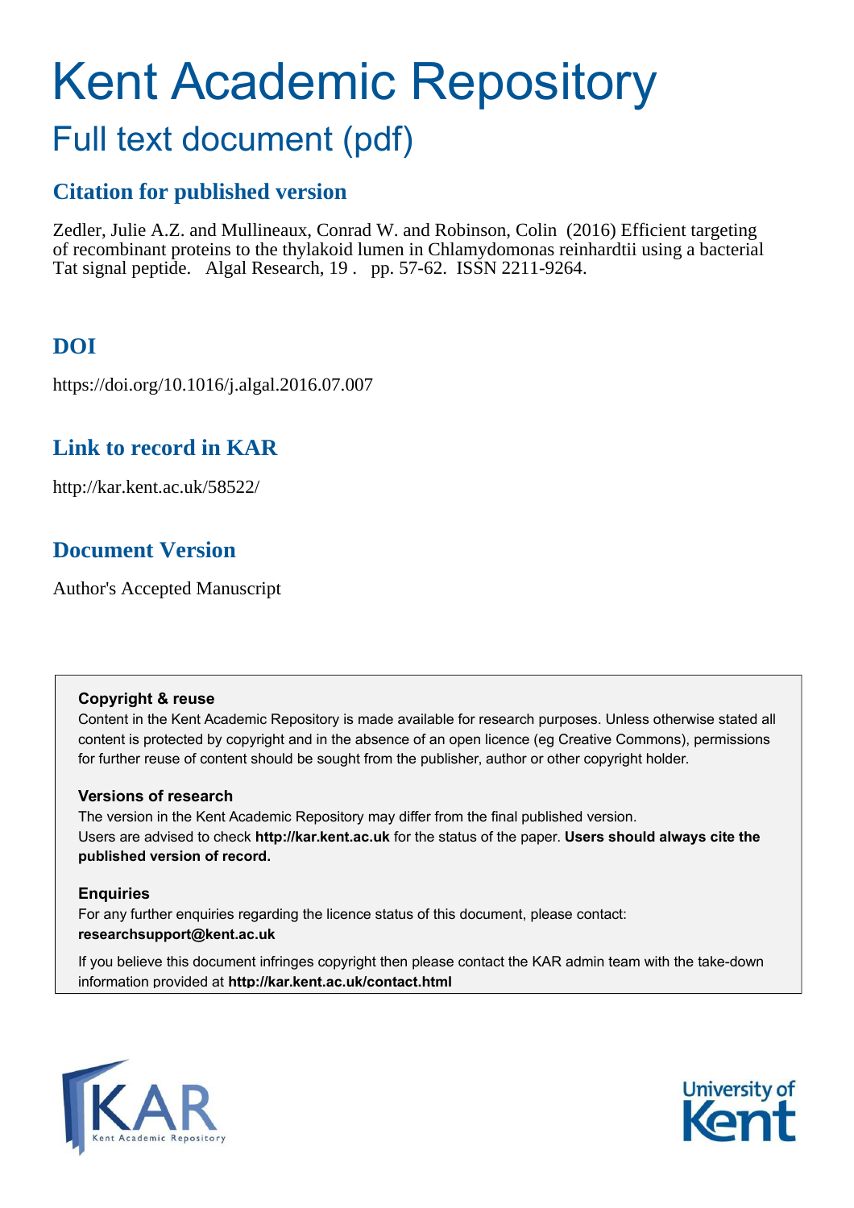# Kent Academic Repository

## Full text document (pdf)

### Citation for published version

Zedler, Julie A.Z. and Mullineaux, Conrad W. and Robinson, Colin (2016) Efficient targeting of recombinant proteins to the thylakoid lumen in Chlamydomonas reinhardtii using a bacterial Tat signal peptide. Algal Research, 19 . pp. 57-62. ISSN 2211-9264.

### DOI

https://doi.org/10.1016/j.algal.2016.07.007

### Link to record in KAR

http://kar.kent.ac.uk/58522/

### Document Version

Author's Accepted Manuscript

**Copyright & reuse**

Content in the Kent Academic Repository is made available for research purposes. Unless otherwise stated all content is protected by copyright and in the absence of an open licence (eg Creative Commons), permissions for further reuse of content should be sought from the publisher, author or other copyright holder.

**Versions of research**

The version in the Kent Academic Repository may differ from the final published version. Users are advised to check **http://kar.kent.ac.uk** for the status of the paper. **Users should always cite the published version of record.**

**Enquiries**

For any further enquiries regarding the licence status of this document, please contact: **researchsupport@kent.ac.uk**

If you believe this document infringes copyright then please contact the KAR admin team with the take-down information provided at **http://kar.kent.ac.uk/contact.html**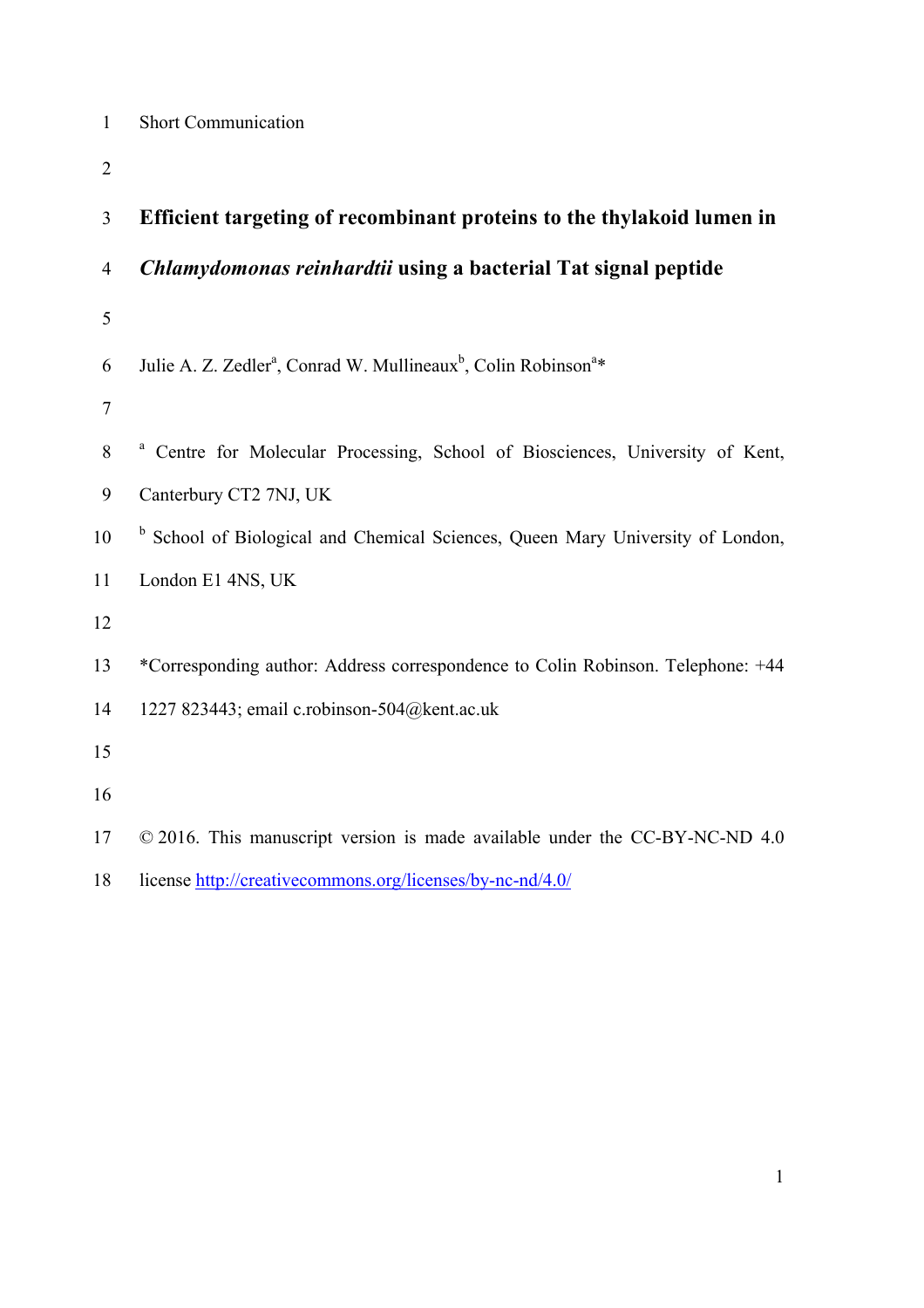Short Communication

# Efficient targeting of recombinant proteins to the thylakoid lumen in *Chlamydomonas reinhardtii* using a bacterial Tat signal peptide

Julie A. Z. Zedler[a], Conrad W. Mullineaux[b], Colin Robinson[a]*

[a] Centre for Molecular Processing, School of Biosciences, University of Kent, Canterbury CT2 7NJ, UK

[b] School of Biological and Chemical Sciences, Queen Mary University of London, London E1 4NS, UK

*Corresponding author: Address correspondence to Colin Robinson. Telephone: +44 1227 823443; email c.robinson-504@kent.ac.uk

© 2016. This manuscript version is made available under the CC-BY-NC-ND 4.0 license http://creativecommons.org/licenses/by-nc-nd/4.0/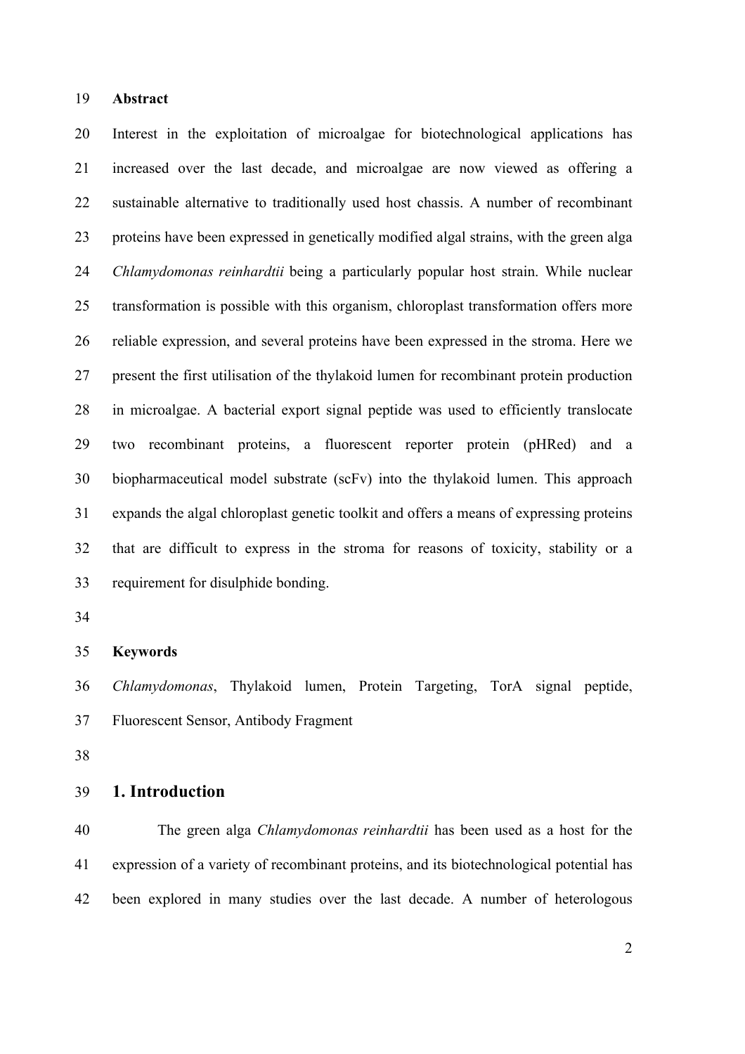**Abstract**

Interest in the exploitation of microalgae for biotechnological applications has increased over the last decade, and microalgae are now viewed as offering a sustainable alternative to traditionally used host chassis. A number of recombinant proteins have been expressed in genetically modified algal strains, with the green alga *Chlamydomonas reinhardtii* being a particularly popular host strain. While nuclear transformation is possible with this organism, chloroplast transformation offers more reliable expression, and several proteins have been expressed in the stroma. Here we present the first utilisation of the thylakoid lumen for recombinant protein production in microalgae. A bacterial export signal peptide was used to efficiently translocate two recombinant proteins, a fluorescent reporter protein (pHRed) and a biopharmaceutical model substrate (scFv) into the thylakoid lumen. This approach expands the algal chloroplast genetic toolkit and offers a means of expressing proteins that are difficult to express in the stroma for reasons of toxicity, stability or a requirement for disulphide bonding.

**Keywords**

*Chlamydomonas*, Thylakoid lumen, Protein Targeting, TorA signal peptide, Fluorescent Sensor, Antibody Fragment

## 1. Introduction

The green alga *Chlamydomonas reinhardtii* has been used as a host for the expression of a variety of recombinant proteins, and its biotechnological potential has been explored in many studies over the last decade. A number of heterologous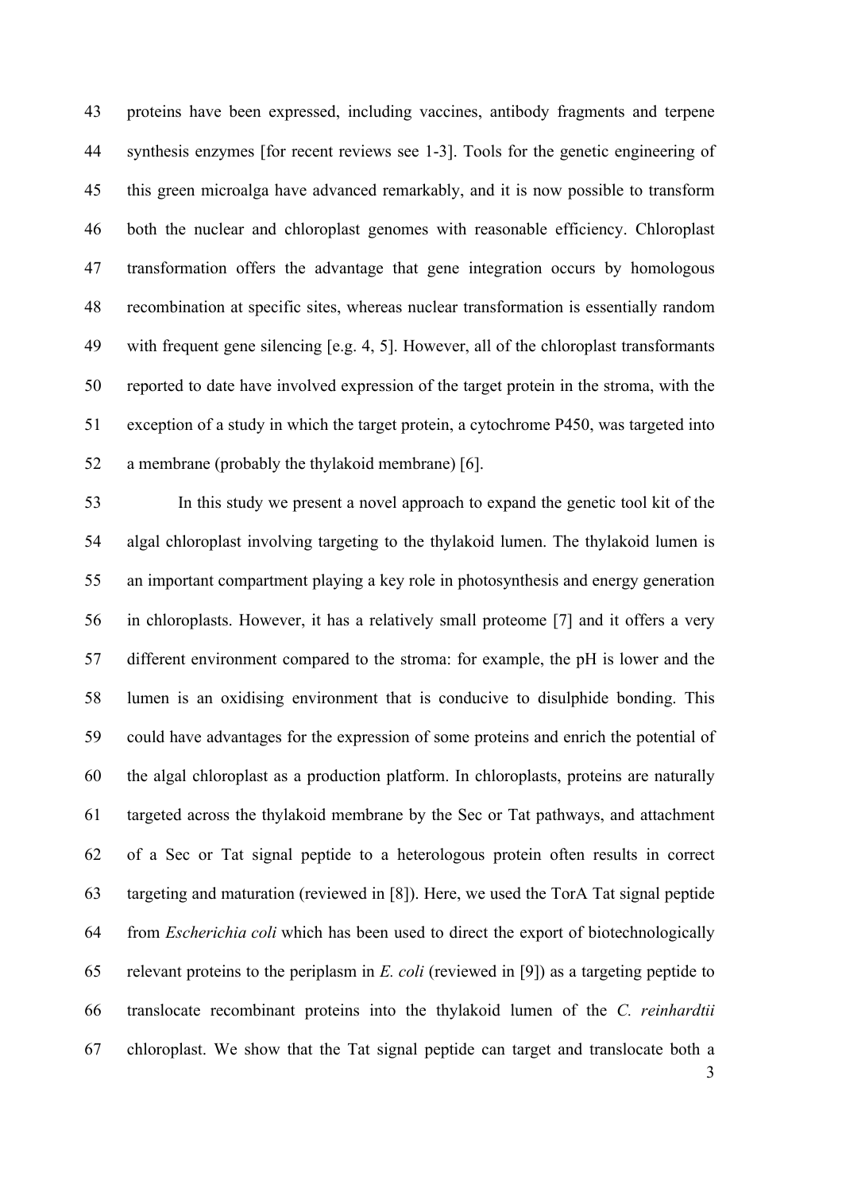proteins have been expressed, including vaccines, antibody fragments and terpene synthesis enzymes [for recent reviews see 1-3]. Tools for the genetic engineering of this green microalga have advanced remarkably, and it is now possible to transform both the nuclear and chloroplast genomes with reasonable efficiency. Chloroplast transformation offers the advantage that gene integration occurs by homologous recombination at specific sites, whereas nuclear transformation is essentially random with frequent gene silencing [e.g. 4, 5]. However, all of the chloroplast transformants reported to date have involved expression of the target protein in the stroma, with the exception of a study in which the target protein, a cytochrome P450, was targeted into a membrane (probably the thylakoid membrane) [6].

In this study we present a novel approach to expand the genetic tool kit of the algal chloroplast involving targeting to the thylakoid lumen. The thylakoid lumen is an important compartment playing a key role in photosynthesis and energy generation in chloroplasts. However, it has a relatively small proteome [7] and it offers a very different environment compared to the stroma: for example, the pH is lower and the lumen is an oxidising environment that is conducive to disulphide bonding. This could have advantages for the expression of some proteins and enrich the potential of the algal chloroplast as a production platform. In chloroplasts, proteins are naturally targeted across the thylakoid membrane by the Sec or Tat pathways, and attachment of a Sec or Tat signal peptide to a heterologous protein often results in correct targeting and maturation (reviewed in [8]). Here, we used the TorA Tat signal peptide from *Escherichia coli* which has been used to direct the export of biotechnologically relevant proteins to the periplasm in *E. coli* (reviewed in [9]) as a targeting peptide to translocate recombinant proteins into the thylakoid lumen of the *C. reinhardtii* chloroplast. We show that the Tat signal peptide can target and translocate both a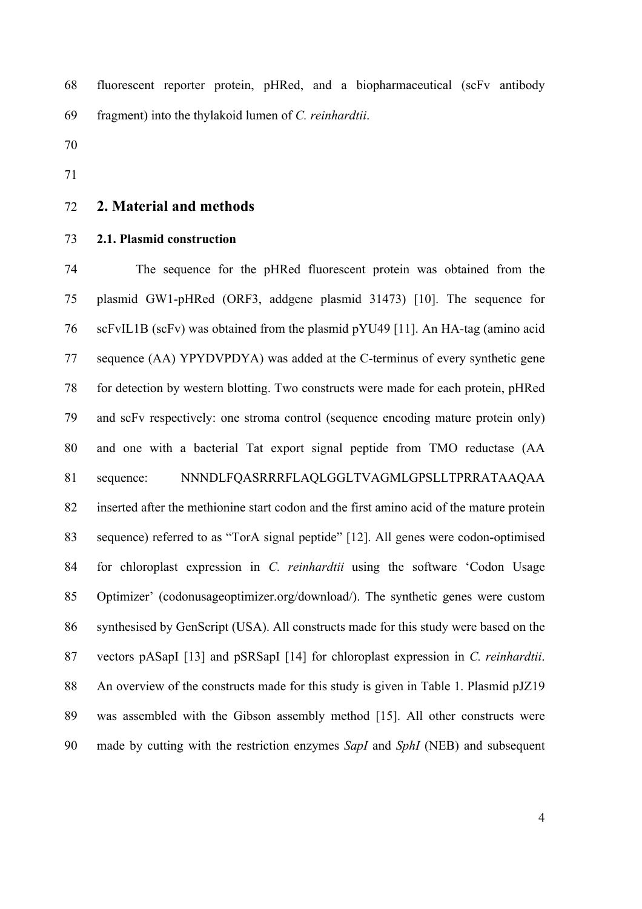fluorescent reporter protein, pHRed, and a biopharmaceutical (scFv antibody fragment) into the thylakoid lumen of *C. reinhardtii*.

## 2. Material and methods

### 2.1. Plasmid construction

The sequence for the pHRed fluorescent protein was obtained from the plasmid GW1-pHRed (ORF3, addgene plasmid 31473) [10]. The sequence for scFvIL1B (scFv) was obtained from the plasmid pYU49 [11]. An HA-tag (amino acid sequence (AA) YPYDVPDYA) was added at the C-terminus of every synthetic gene for detection by western blotting. Two constructs were made for each protein, pHRed and scFv respectively: one stroma control (sequence encoding mature protein only) and one with a bacterial Tat export signal peptide from TMO reductase (AA sequence: NNNDLFQASRRRFLAQLGGLTVAGMLGPSLLTPRRATAAQAA inserted after the methionine start codon and the first amino acid of the mature protein sequence) referred to as "TorA signal peptide" [12]. All genes were codon-optimised for chloroplast expression in *C. reinhardtii* using the software 'Codon Usage Optimizer' (codonusageoptimizer.org/download/). The synthetic genes were custom synthesised by GenScript (USA). All constructs made for this study were based on the vectors pASapI [13] and pSRSapI [14] for chloroplast expression in *C. reinhardtii*. An overview of the constructs made for this study is given in Table 1. Plasmid pJZ19 was assembled with the Gibson assembly method [15]. All other constructs were made by cutting with the restriction enzymes *SapI* and *SphI* (NEB) and subsequent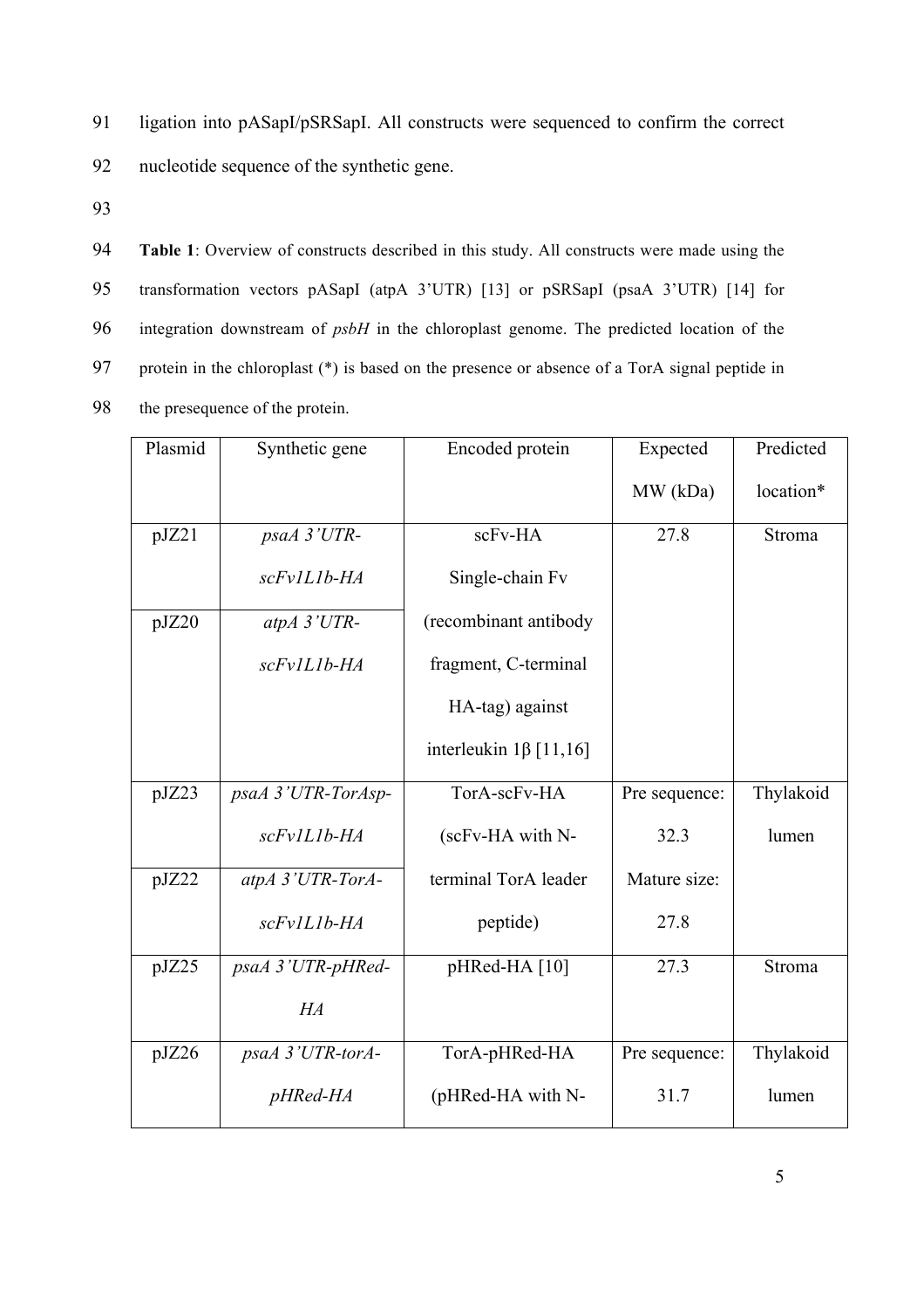ligation into pASapI/pSRSapI. All constructs were sequenced to confirm the correct nucleotide sequence of the synthetic gene.

**Table 1**: Overview of constructs described in this study. All constructs were made using the transformation vectors pASapI (atpA 3'UTR) [13] or pSRSapI (psaA 3'UTR) [14] for integration downstream of *psbH* in the chloroplast genome. The predicted location of the protein in the chloroplast (*) is based on the presence or absence of a TorA signal peptide in the presequence of the protein.

| Plasmid | Synthetic gene | Encoded protein | Expected MW (kDa) | Predicted location* |
|---|---|---|---|---|
| pJZ21 | *psaA 3'UTR-scFv1L1b-HA* | scFv-HA Single-chain Fv (recombinant antibody fragment, C-terminal HA-tag) against interleukin 1β [11,16] | 27.8 | Stroma |
| pJZ20 | *atpA 3'UTR-scFv1L1b-HA* | | | |
| pJZ23 | *psaA 3'UTR-TorAsp-scFv1L1b-HA* | TorA-scFv-HA (scFv-HA with N-terminal TorA leader peptide) | Pre sequence: 32.3 Mature size: 27.8 | Thylakoid lumen |
| pJZ22 | *atpA 3'UTR-TorA-scFv1L1b-HA* | | | |
| pJZ25 | *psaA 3'UTR-pHRed-HA* | pHRed-HA [10] | 27.3 | Stroma |
| pJZ26 | *psaA 3'UTR-torA-pHRed-HA* | TorA-pHRed-HA (pHRed-HA with N- | Pre sequence: 31.7 | Thylakoid lumen |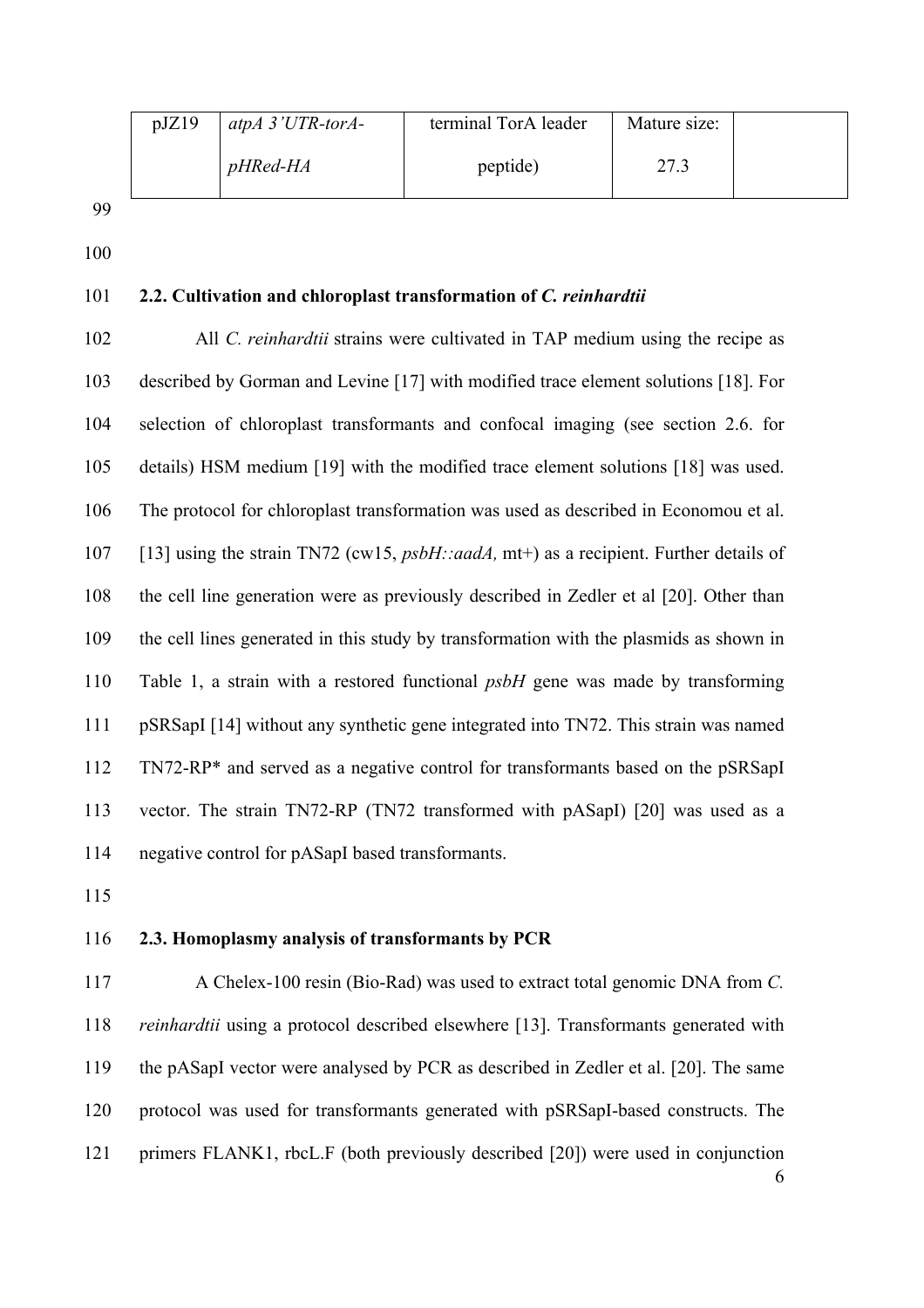| pJZ19 | *atpA 3'UTR-torA-pHRed-HA* | terminal TorA leader peptide) | Mature size: 27.3 | |
|---|---|---|---|---|

## 2.2. Cultivation and chloroplast transformation of *C. reinhardtii*

All *C. reinhardtii* strains were cultivated in TAP medium using the recipe as described by Gorman and Levine [17] with modified trace element solutions [18]. For selection of chloroplast transformants and confocal imaging (see section 2.6. for details) HSM medium [19] with the modified trace element solutions [18] was used. The protocol for chloroplast transformation was used as described in Economou et al. [13] using the strain TN72 (cw15, *psbH::aadA,* mt+) as a recipient. Further details of the cell line generation were as previously described in Zedler et al [20]. Other than the cell lines generated in this study by transformation with the plasmids as shown in Table 1, a strain with a restored functional *psbH* gene was made by transforming pSRSapI [14] without any synthetic gene integrated into TN72. This strain was named TN72-RP* and served as a negative control for transformants based on the pSRSapI vector. The strain TN72-RP (TN72 transformed with pASapI) [20] was used as a negative control for pASapI based transformants.

## 2.3. Homoplasmy analysis of transformants by PCR

A Chelex-100 resin (Bio-Rad) was used to extract total genomic DNA from *C. reinhardtii* using a protocol described elsewhere [13]. Transformants generated with the pASapI vector were analysed by PCR as described in Zedler et al. [20]. The same protocol was used for transformants generated with pSRSapI-based constructs. The primers FLANK1, rbcL.F (both previously described [20]) were used in conjunction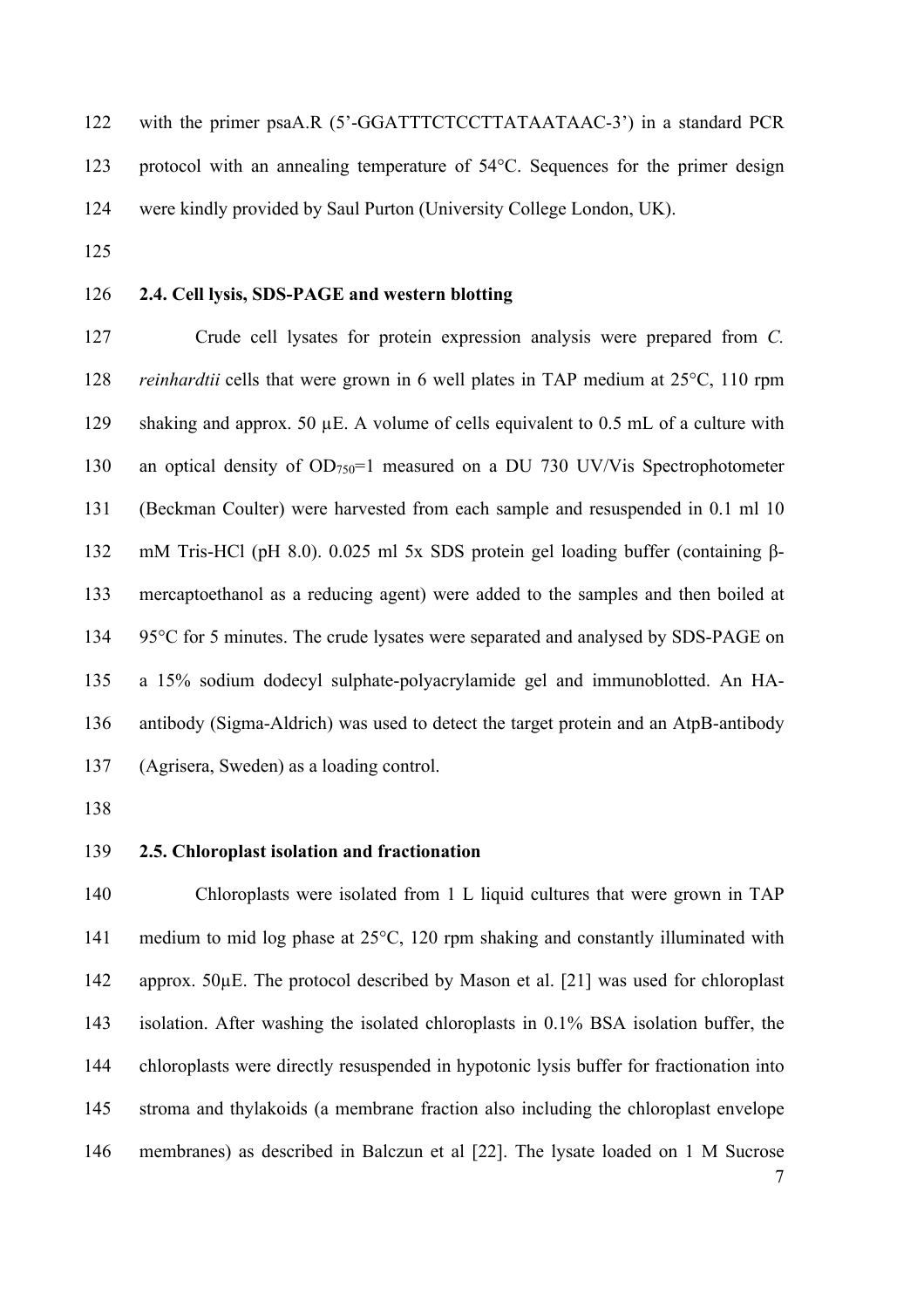with the primer psaA.R (5'-GGATTTCTCCTTATAATAAC-3') in a standard PCR protocol with an annealing temperature of 54°C. Sequences for the primer design were kindly provided by Saul Purton (University College London, UK).

### 2.4. Cell lysis, SDS-PAGE and western blotting

Crude cell lysates for protein expression analysis were prepared from *C. reinhardtii* cells that were grown in 6 well plates in TAP medium at 25°C, 110 rpm shaking and approx. 50 µE. A volume of cells equivalent to 0.5 mL of a culture with an optical density of $OD_{750}$=1 measured on a DU 730 UV/Vis Spectrophotometer (Beckman Coulter) were harvested from each sample and resuspended in 0.1 ml 10 mM Tris-HCl (pH 8.0). 0.025 ml 5x SDS protein gel loading buffer (containing β-mercaptoethanol as a reducing agent) were added to the samples and then boiled at 95°C for 5 minutes. The crude lysates were separated and analysed by SDS-PAGE on a 15% sodium dodecyl sulphate-polyacrylamide gel and immunoblotted. An HA-antibody (Sigma-Aldrich) was used to detect the target protein and an AtpB-antibody (Agrisera, Sweden) as a loading control.

### 2.5. Chloroplast isolation and fractionation

Chloroplasts were isolated from 1 L liquid cultures that were grown in TAP medium to mid log phase at 25°C, 120 rpm shaking and constantly illuminated with approx. 50µE. The protocol described by Mason et al. [21] was used for chloroplast isolation. After washing the isolated chloroplasts in 0.1% BSA isolation buffer, the chloroplasts were directly resuspended in hypotonic lysis buffer for fractionation into stroma and thylakoids (a membrane fraction also including the chloroplast envelope membranes) as described in Balczun et al [22]. The lysate loaded on 1 M Sucrose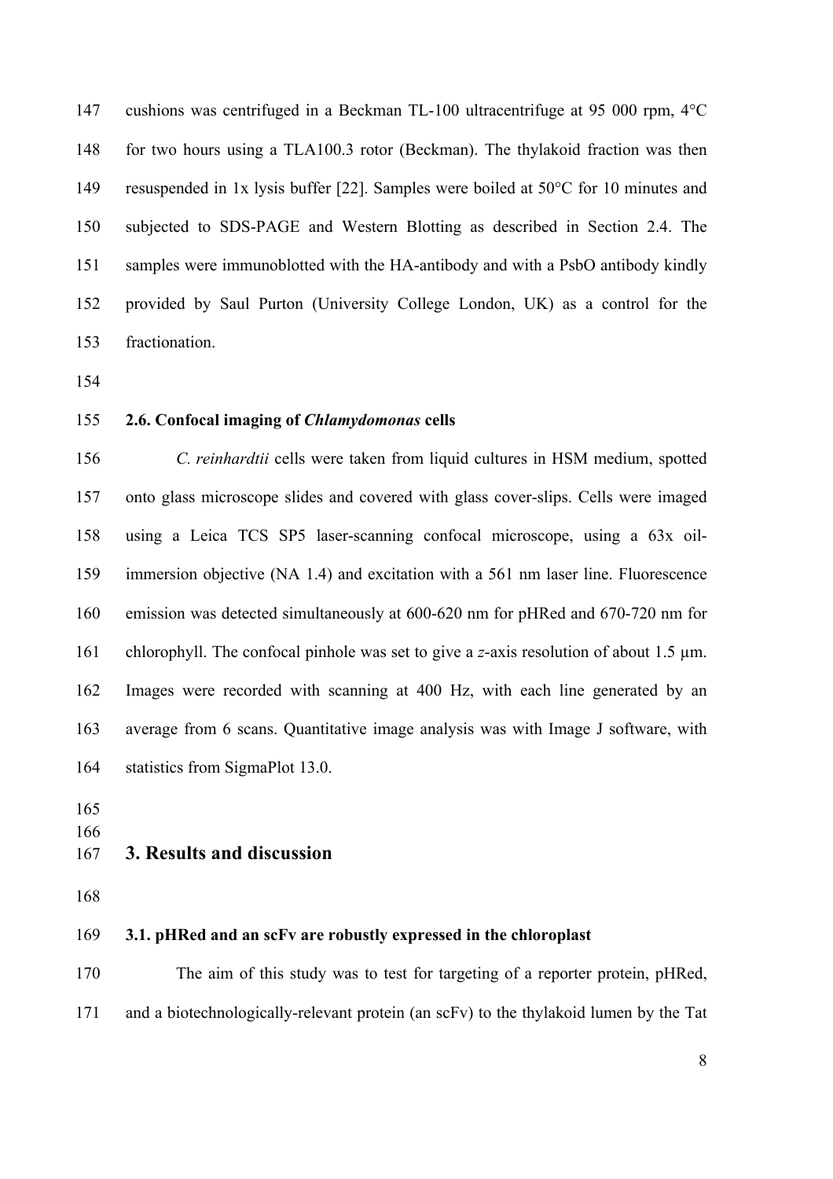cushions was centrifuged in a Beckman TL-100 ultracentrifuge at 95 000 rpm, 4°C for two hours using a TLA100.3 rotor (Beckman). The thylakoid fraction was then resuspended in 1x lysis buffer [22]. Samples were boiled at 50°C for 10 minutes and subjected to SDS-PAGE and Western Blotting as described in Section 2.4. The samples were immunoblotted with the HA-antibody and with a PsbO antibody kindly provided by Saul Purton (University College London, UK) as a control for the fractionation.

### 2.6. Confocal imaging of *Chlamydomonas* cells

*C. reinhardtii* cells were taken from liquid cultures in HSM medium, spotted onto glass microscope slides and covered with glass cover-slips. Cells were imaged using a Leica TCS SP5 laser-scanning confocal microscope, using a 63x oil-immersion objective (NA 1.4) and excitation with a 561 nm laser line. Fluorescence emission was detected simultaneously at 600-620 nm for pHRed and 670-720 nm for chlorophyll. The confocal pinhole was set to give a *z*-axis resolution of about 1.5 µm. Images were recorded with scanning at 400 Hz, with each line generated by an average from 6 scans. Quantitative image analysis was with Image J software, with statistics from SigmaPlot 13.0.

## 3. Results and discussion

### 3.1. pHRed and an scFv are robustly expressed in the chloroplast

The aim of this study was to test for targeting of a reporter protein, pHRed, and a biotechnologically-relevant protein (an scFv) to the thylakoid lumen by the Tat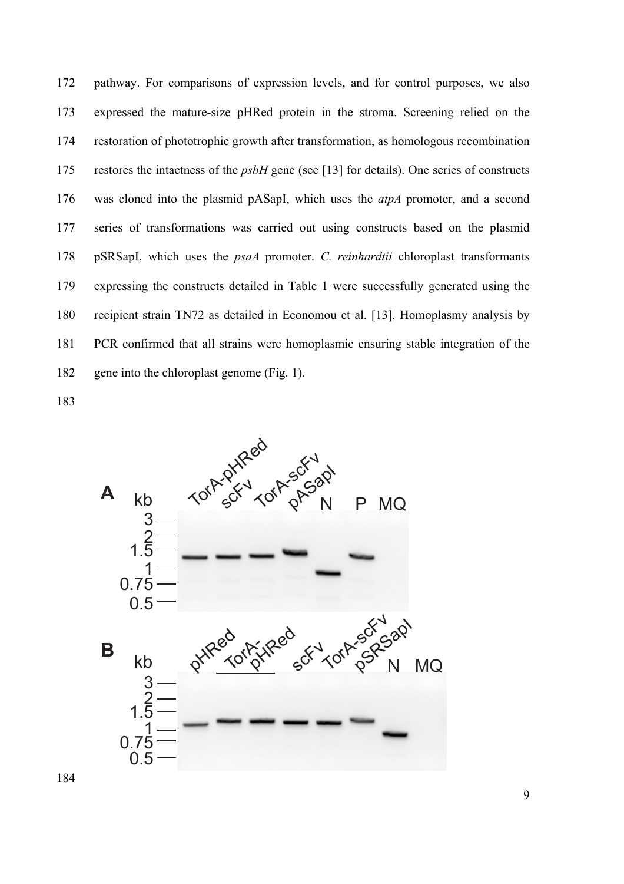pathway. For comparisons of expression levels, and for control purposes, we also expressed the mature-size pHRed protein in the stroma. Screening relied on the restoration of phototrophic growth after transformation, as homologous recombination restores the intactness of the *psbH* gene (see [13] for details). One series of constructs was cloned into the plasmid pASapI, which uses the *atpA* promoter, and a second series of transformations was carried out using constructs based on the plasmid pSRSapI, which uses the *psaA* promoter. *C. reinhardtii* chloroplast transformants expressing the constructs detailed in Table 1 were successfully generated using the recipient strain TN72 as detailed in Economou et al. [13]. Homoplasmy analysis by PCR confirmed that all strains were homoplasmic ensuring stable integration of the gene into the chloroplast genome (Fig. 1).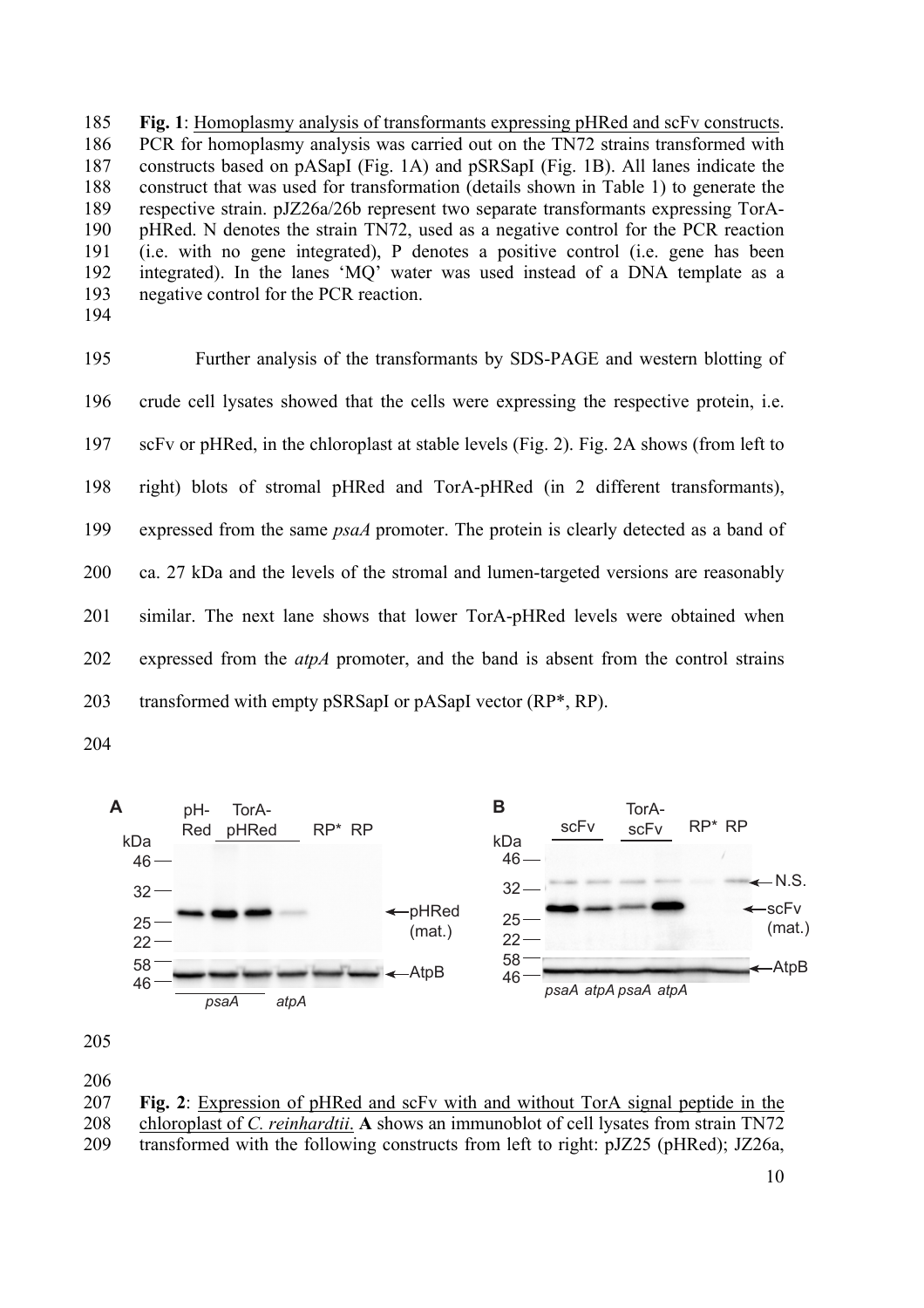**Fig. 1**: Homoplasmy analysis of transformants expressing pHRed and scFv constructs. PCR for homoplasmy analysis was carried out on the TN72 strains transformed with constructs based on pASapI (Fig. 1A) and pSRSapI (Fig. 1B). All lanes indicate the construct that was used for transformation (details shown in Table 1) to generate the respective strain. pJZ26a/26b represent two separate transformants expressing TorA-pHRed. N denotes the strain TN72, used as a negative control for the PCR reaction (i.e. with no gene integrated), P denotes a positive control (i.e. gene has been integrated). In the lanes 'MQ' water was used instead of a DNA template as a negative control for the PCR reaction.

Further analysis of the transformants by SDS-PAGE and western blotting of crude cell lysates showed that the cells were expressing the respective protein, i.e. scFv or pHRed, in the chloroplast at stable levels (Fig. 2). Fig. 2A shows (from left to right) blots of stromal pHRed and TorA-pHRed (in 2 different transformants), expressed from the same *psaA* promoter. The protein is clearly detected as a band of ca. 27 kDa and the levels of the stromal and lumen-targeted versions are reasonably similar. The next lane shows that lower TorA-pHRed levels were obtained when expressed from the *atpA* promoter, and the band is absent from the control strains transformed with empty pSRSapI or pASapI vector (RP*, RP).

**Fig. 2**: Expression of pHRed and scFv with and without TorA signal peptide in the chloroplast of *C. reinhardtii.* **A** shows an immunoblot of cell lysates from strain TN72 transformed with the following constructs from left to right: pJZ25 (pHRed); JZ26a,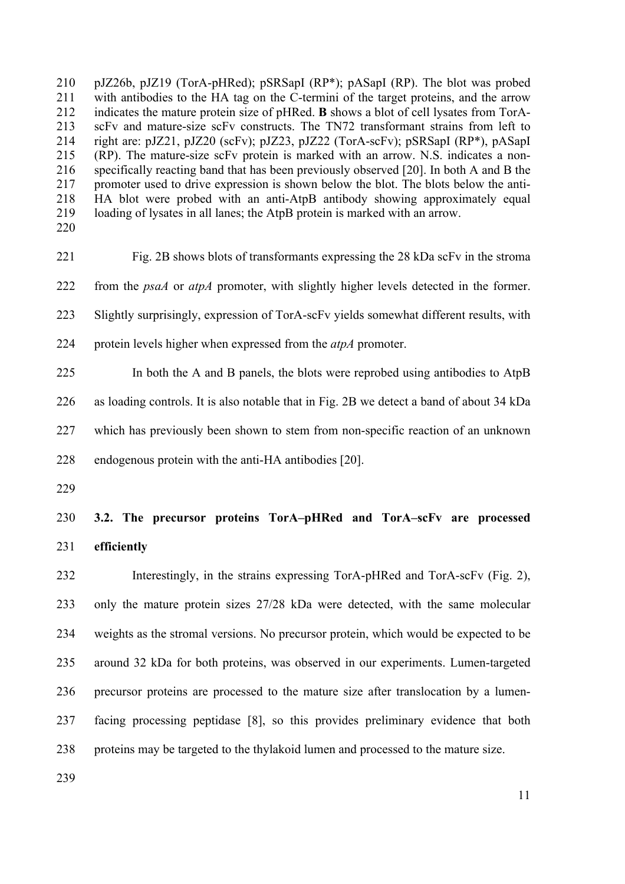pJZ26b, pJZ19 (TorA-pHRed); pSRSapI (RP*); pASapI (RP). The blot was probed with antibodies to the HA tag on the C-termini of the target proteins, and the arrow indicates the mature protein size of pHRed. **B** shows a blot of cell lysates from TorA-scFv and mature-size scFv constructs. The TN72 transformant strains from left to right are: pJZ21, pJZ20 (scFv); pJZ23, pJZ22 (TorA-scFv); pSRSapI (RP*), pASapI (RP). The mature-size scFv protein is marked with an arrow. N.S. indicates a non-specifically reacting band that has been previously observed [20]. In both A and B the promoter used to drive expression is shown below the blot. The blots below the anti-HA blot were probed with an anti-AtpB antibody showing approximately equal loading of lysates in all lanes; the AtpB protein is marked with an arrow.

Fig. 2B shows blots of transformants expressing the 28 kDa scFv in the stroma from the *psaA* or *atpA* promoter, with slightly higher levels detected in the former. Slightly surprisingly, expression of TorA-scFv yields somewhat different results, with protein levels higher when expressed from the *atpA* promoter.

In both the A and B panels, the blots were reprobed using antibodies to AtpB as loading controls. It is also notable that in Fig. 2B we detect a band of about 34 kDa which has previously been shown to stem from non-specific reaction of an unknown endogenous protein with the anti-HA antibodies [20].

## 3.2. The precursor proteins TorA–pHRed and TorA–scFv are processed efficiently

Interestingly, in the strains expressing TorA-pHRed and TorA-scFv (Fig. 2), only the mature protein sizes 27/28 kDa were detected, with the same molecular weights as the stromal versions. No precursor protein, which would be expected to be around 32 kDa for both proteins, was observed in our experiments. Lumen-targeted precursor proteins are processed to the mature size after translocation by a lumen-facing processing peptidase [8], so this provides preliminary evidence that both proteins may be targeted to the thylakoid lumen and processed to the mature size.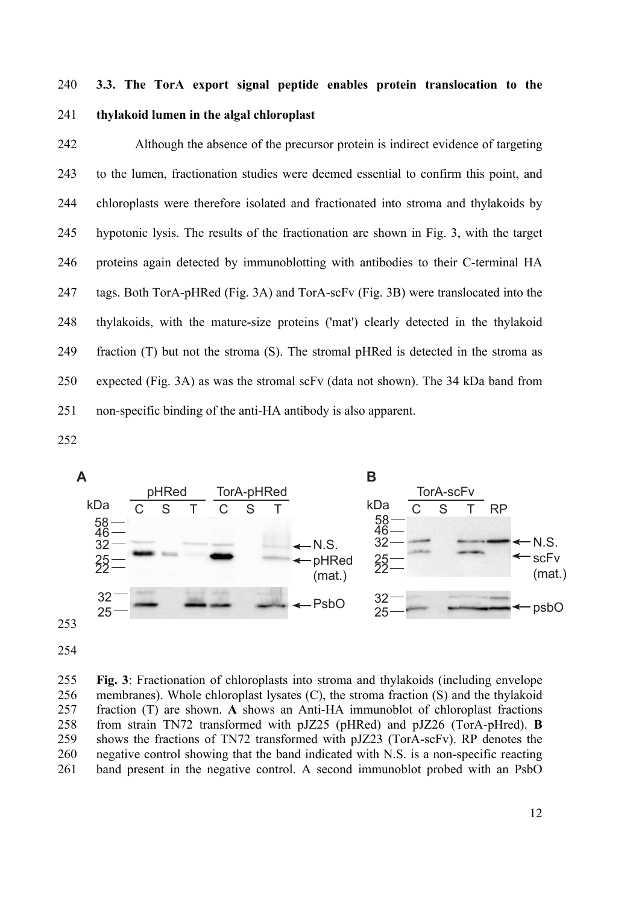### 3.3. The TorA export signal peptide enables protein translocation to the thylakoid lumen in the algal chloroplast

Although the absence of the precursor protein is indirect evidence of targeting to the lumen, fractionation studies were deemed essential to confirm this point, and chloroplasts were therefore isolated and fractionated into stroma and thylakoids by hypotonic lysis. The results of the fractionation are shown in Fig. 3, with the target proteins again detected by immunoblotting with antibodies to their C-terminal HA tags. Both TorA-pHRed (Fig. 3A) and TorA-scFv (Fig. 3B) were translocated into the thylakoids, with the mature-size proteins ('mat') clearly detected in the thylakoid fraction (T) but not the stroma (S). The stromal pHRed is detected in the stroma as expected (Fig. 3A) as was the stromal scFv (data not shown). The 34 kDa band from non-specific binding of the anti-HA antibody is also apparent.

**Fig. 3**: Fractionation of chloroplasts into stroma and thylakoids (including envelope membranes). Whole chloroplast lysates (C), the stroma fraction (S) and the thylakoid fraction (T) are shown. **A** shows an Anti-HA immunoblot of chloroplast fractions from strain TN72 transformed with pJZ25 (pHRed) and pJZ26 (TorA-pHred). **B** shows the fractions of TN72 transformed with pJZ23 (TorA-scFv). RP denotes the negative control showing that the band indicated with N.S. is a non-specific reacting band present in the negative control. A second immunoblot probed with an PsbO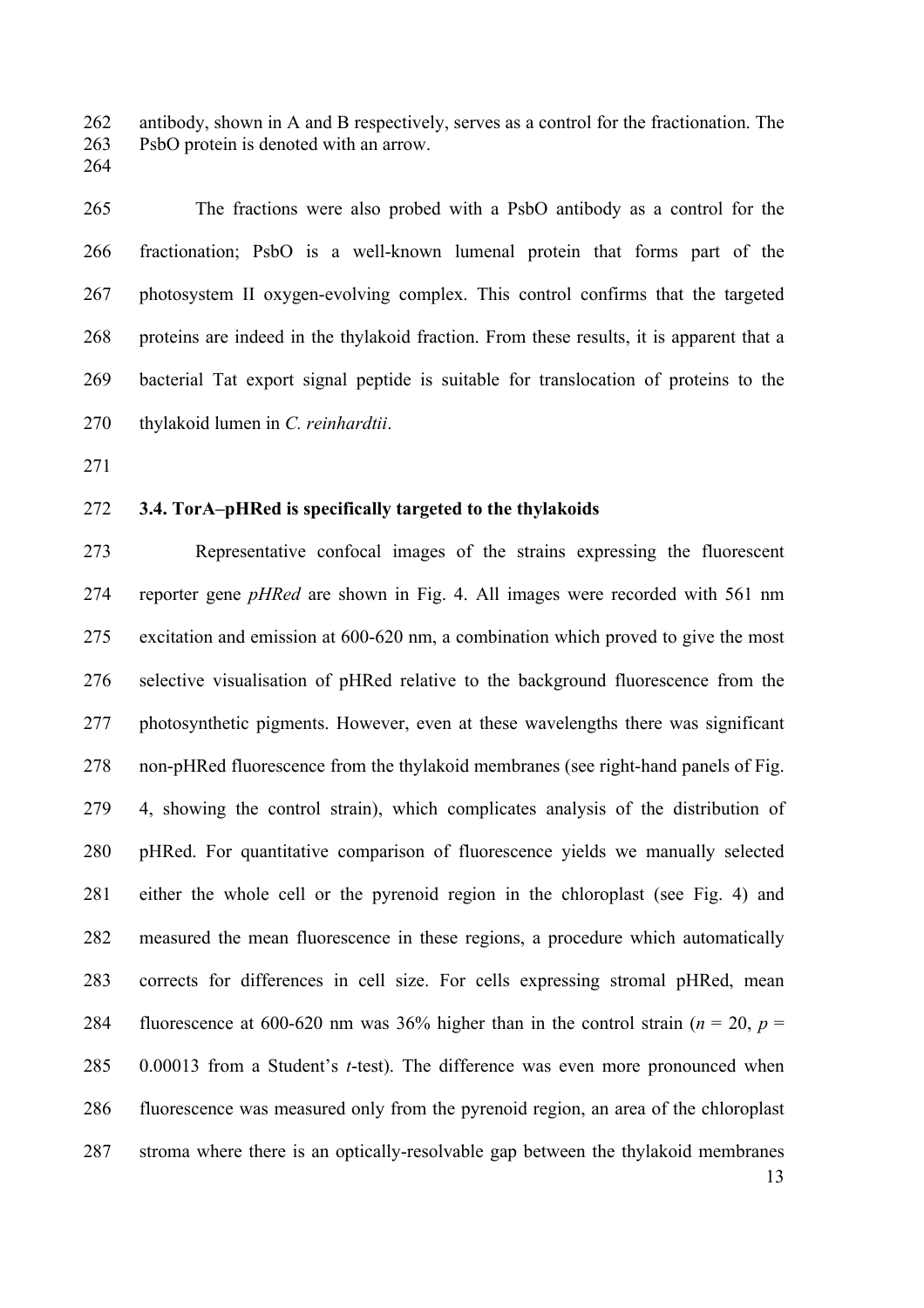antibody, shown in A and B respectively, serves as a control for the fractionation. The PsbO protein is denoted with an arrow.

The fractions were also probed with a PsbO antibody as a control for the fractionation; PsbO is a well-known lumenal protein that forms part of the photosystem II oxygen-evolving complex. This control confirms that the targeted proteins are indeed in the thylakoid fraction. From these results, it is apparent that a bacterial Tat export signal peptide is suitable for translocation of proteins to the thylakoid lumen in *C. reinhardtii*.

### 3.4. TorA–pHRed is specifically targeted to the thylakoids

Representative confocal images of the strains expressing the fluorescent reporter gene *pHRed* are shown in Fig. 4. All images were recorded with 561 nm excitation and emission at 600-620 nm, a combination which proved to give the most selective visualisation of pHRed relative to the background fluorescence from the photosynthetic pigments. However, even at these wavelengths there was significant non-pHRed fluorescence from the thylakoid membranes (see right-hand panels of Fig. 4, showing the control strain), which complicates analysis of the distribution of pHRed. For quantitative comparison of fluorescence yields we manually selected either the whole cell or the pyrenoid region in the chloroplast (see Fig. 4) and measured the mean fluorescence in these regions, a procedure which automatically corrects for differences in cell size. For cells expressing stromal pHRed, mean fluorescence at 600-620 nm was 36% higher than in the control strain ($n = 20$, $p = 0.00013$ from a Student's $t$-test). The difference was even more pronounced when fluorescence was measured only from the pyrenoid region, an area of the chloroplast stroma where there is an optically-resolvable gap between the thylakoid membranes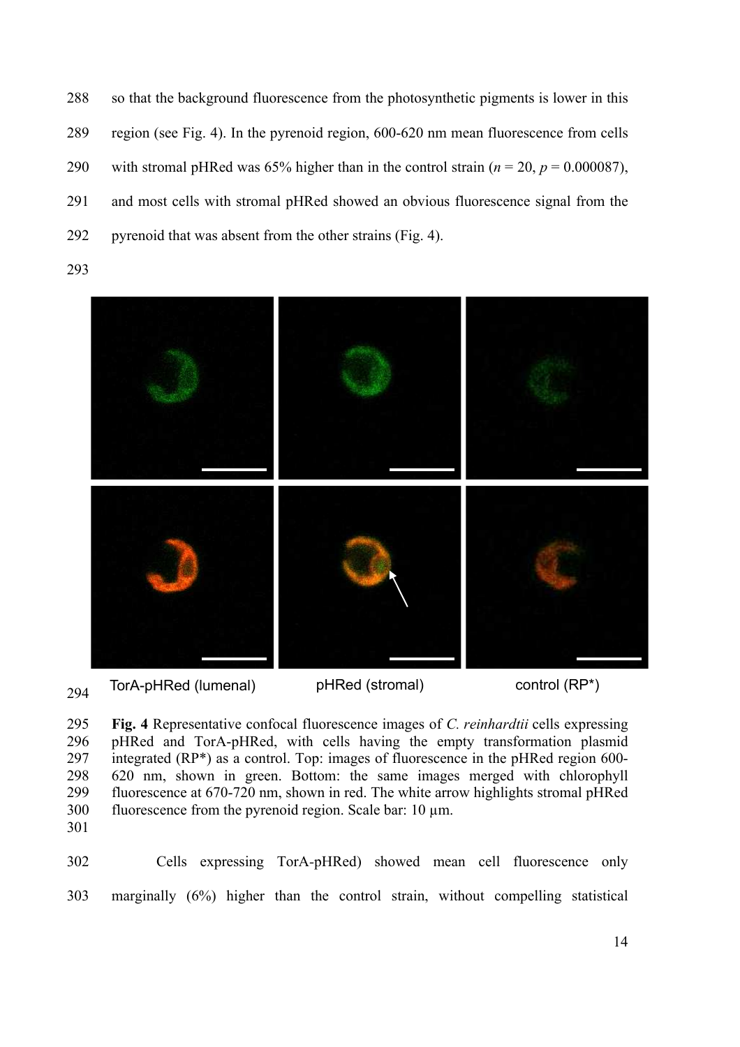so that the background fluorescence from the photosynthetic pigments is lower in this region (see Fig. 4). In the pyrenoid region, 600-620 nm mean fluorescence from cells with stromal pHRed was 65% higher than in the control strain ($n$ = 20, $p$ = 0.000087), and most cells with stromal pHRed showed an obvious fluorescence signal from the pyrenoid that was absent from the other strains (Fig. 4).

TorA-pHRed (lumenal) pHRed (stromal) control (RP*)

**Fig. 4** Representative confocal fluorescence images of *C. reinhardtii* cells expressing pHRed and TorA-pHRed, with cells having the empty transformation plasmid integrated (RP*) as a control. Top: images of fluorescence in the pHRed region 600-620 nm, shown in green. Bottom: the same images merged with chlorophyll fluorescence at 670-720 nm, shown in red. The white arrow highlights stromal pHRed fluorescence from the pyrenoid region. Scale bar: 10 μm.

Cells expressing TorA-pHRed) showed mean cell fluorescence only marginally (6%) higher than the control strain, without compelling statistical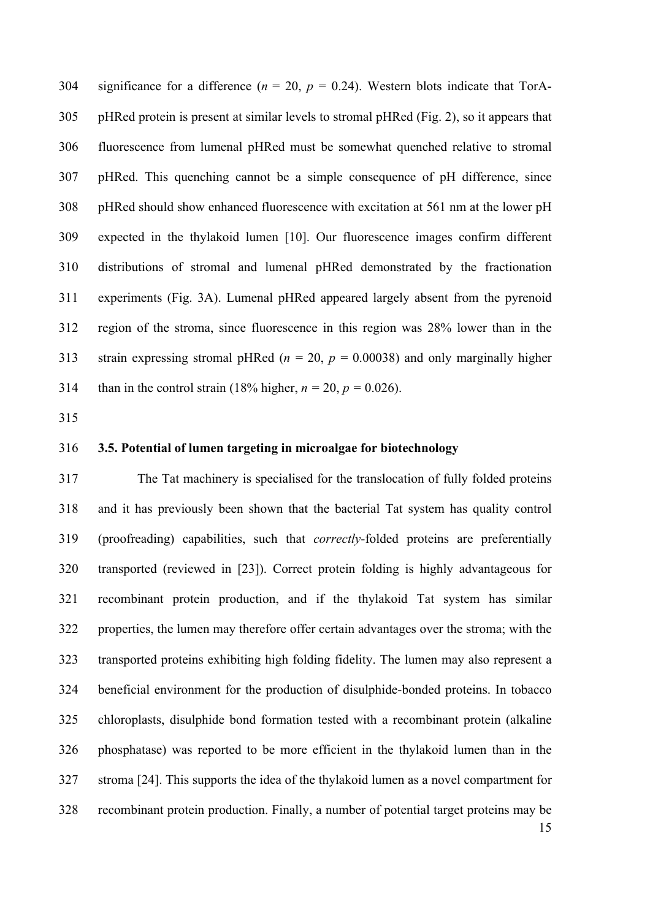significance for a difference ($n$ = 20, $p$ = 0.24). Western blots indicate that TorA-pHRed protein is present at similar levels to stromal pHRed (Fig. 2), so it appears that fluorescence from lumenal pHRed must be somewhat quenched relative to stromal pHRed. This quenching cannot be a simple consequence of pH difference, since pHRed should show enhanced fluorescence with excitation at 561 nm at the lower pH expected in the thylakoid lumen [10]. Our fluorescence images confirm different distributions of stromal and lumenal pHRed demonstrated by the fractionation experiments (Fig. 3A). Lumenal pHRed appeared largely absent from the pyrenoid region of the stroma, since fluorescence in this region was 28% lower than in the strain expressing stromal pHRed ($n$ = 20, $p$ = 0.00038) and only marginally higher than in the control strain (18% higher, $n$ = 20, $p$ = 0.026).

### 3.5. Potential of lumen targeting in microalgae for biotechnology

The Tat machinery is specialised for the translocation of fully folded proteins and it has previously been shown that the bacterial Tat system has quality control (proofreading) capabilities, such that *correctly*-folded proteins are preferentially transported (reviewed in [23]). Correct protein folding is highly advantageous for recombinant protein production, and if the thylakoid Tat system has similar properties, the lumen may therefore offer certain advantages over the stroma; with the transported proteins exhibiting high folding fidelity. The lumen may also represent a beneficial environment for the production of disulphide-bonded proteins. In tobacco chloroplasts, disulphide bond formation tested with a recombinant protein (alkaline phosphatase) was reported to be more efficient in the thylakoid lumen than in the stroma [24]. This supports the idea of the thylakoid lumen as a novel compartment for recombinant protein production. Finally, a number of potential target proteins may be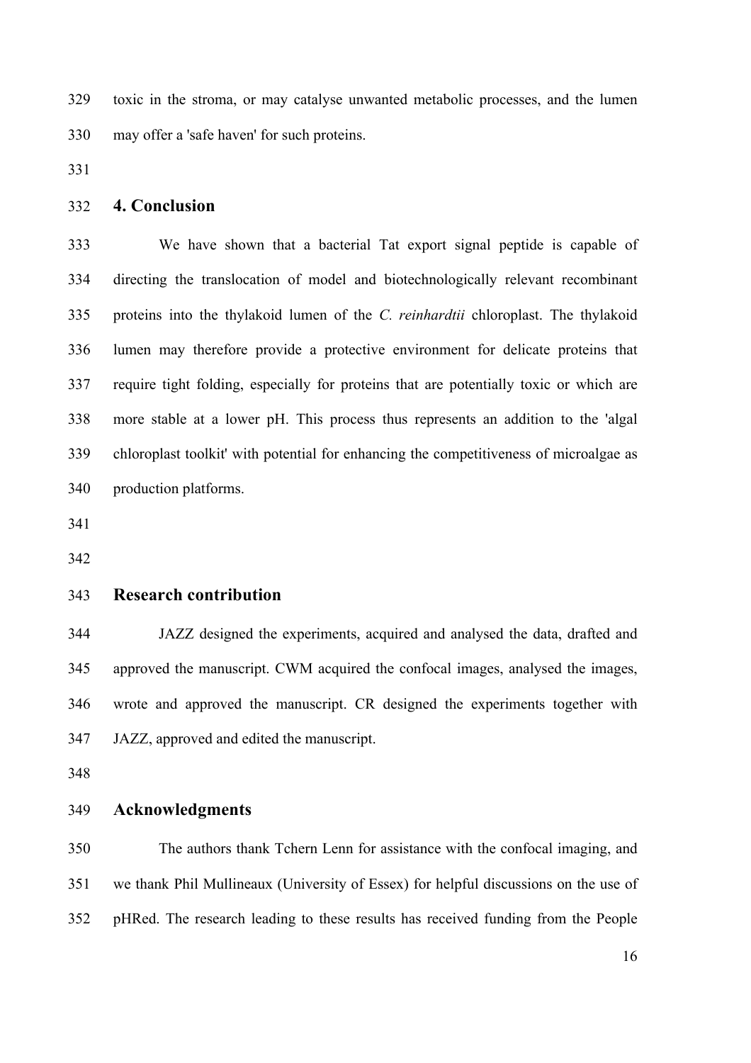toxic in the stroma, or may catalyse unwanted metabolic processes, and the lumen may offer a 'safe haven' for such proteins.

## 4. Conclusion

We have shown that a bacterial Tat export signal peptide is capable of directing the translocation of model and biotechnologically relevant recombinant proteins into the thylakoid lumen of the *C. reinhardtii* chloroplast. The thylakoid lumen may therefore provide a protective environment for delicate proteins that require tight folding, especially for proteins that are potentially toxic or which are more stable at a lower pH. This process thus represents an addition to the 'algal chloroplast toolkit' with potential for enhancing the competitiveness of microalgae as production platforms.

## Research contribution

JAZZ designed the experiments, acquired and analysed the data, drafted and approved the manuscript. CWM acquired the confocal images, analysed the images, wrote and approved the manuscript. CR designed the experiments together with JAZZ, approved and edited the manuscript.

## Acknowledgments

The authors thank Tchern Lenn for assistance with the confocal imaging, and we thank Phil Mullineaux (University of Essex) for helpful discussions on the use of pHRed. The research leading to these results has received funding from the People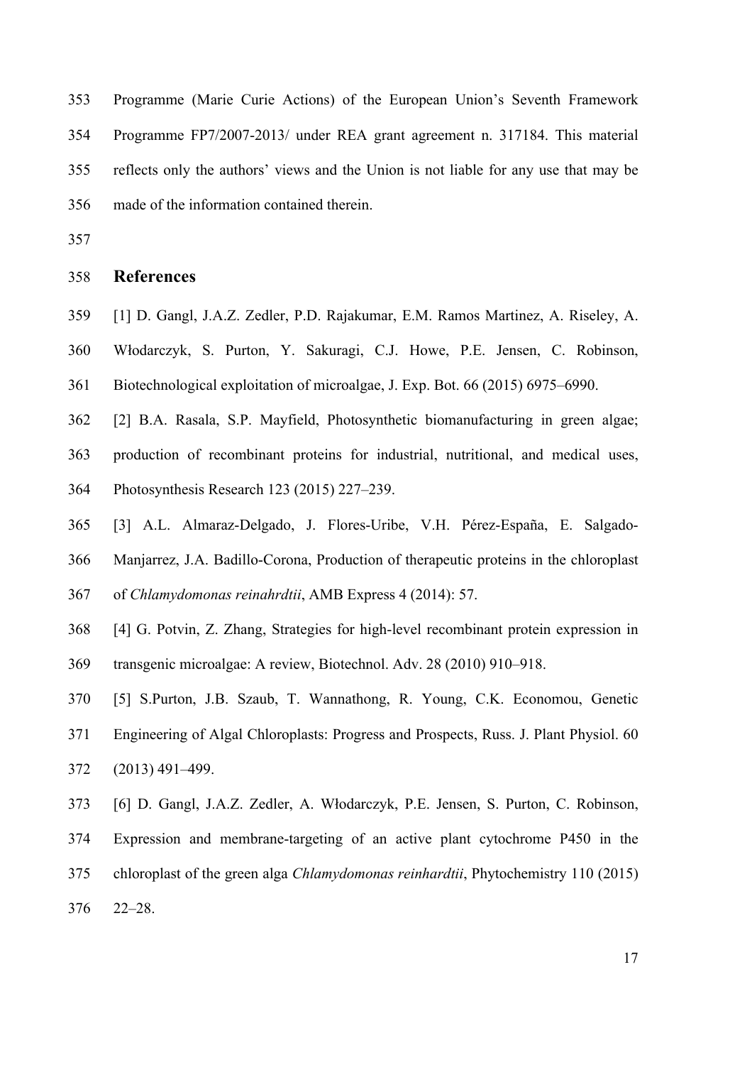Programme (Marie Curie Actions) of the European Union's Seventh Framework Programme FP7/2007-2013/ under REA grant agreement n. 317184. This material reflects only the authors' views and the Union is not liable for any use that may be made of the information contained therein.

## References

[1] D. Gangl, J.A.Z. Zedler, P.D. Rajakumar, E.M. Ramos Martinez, A. Riseley, A. Włodarczyk, S. Purton, Y. Sakuragi, C.J. Howe, P.E. Jensen, C. Robinson, Biotechnological exploitation of microalgae, J. Exp. Bot. 66 (2015) 6975–6990.

[2] B.A. Rasala, S.P. Mayfield, Photosynthetic biomanufacturing in green algae; production of recombinant proteins for industrial, nutritional, and medical uses, Photosynthesis Research 123 (2015) 227–239.

[3] A.L. Almaraz-Delgado, J. Flores-Uribe, V.H. Pérez-España, E. Salgado-Manjarrez, J.A. Badillo-Corona, Production of therapeutic proteins in the chloroplast of *Chlamydomonas reinahrdtii*, AMB Express 4 (2014): 57.

[4] G. Potvin, Z. Zhang, Strategies for high-level recombinant protein expression in transgenic microalgae: A review, Biotechnol. Adv. 28 (2010) 910–918.

[5] S.Purton, J.B. Szaub, T. Wannathong, R. Young, C.K. Economou, Genetic Engineering of Algal Chloroplasts: Progress and Prospects, Russ. J. Plant Physiol. 60 (2013) 491–499.

[6] D. Gangl, J.A.Z. Zedler, A. Włodarczyk, P.E. Jensen, S. Purton, C. Robinson, Expression and membrane-targeting of an active plant cytochrome P450 in the chloroplast of the green alga *Chlamydomonas reinhardtii*, Phytochemistry 110 (2015) 22–28.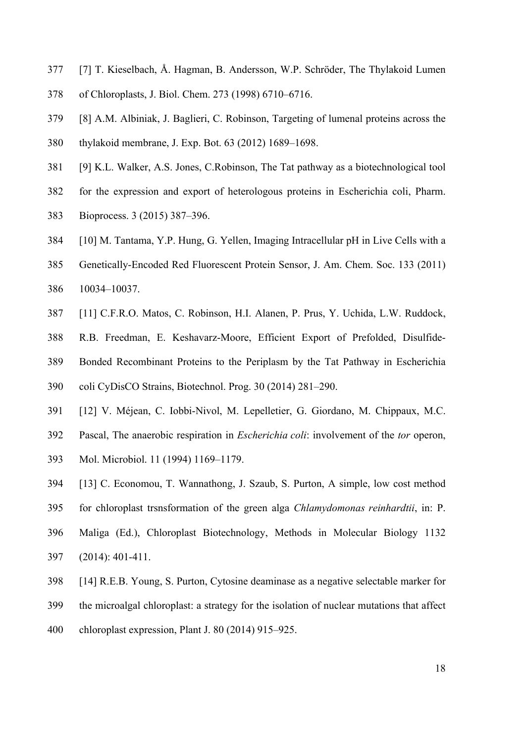[7] T. Kieselbach, Å. Hagman, B. Andersson, W.P. Schröder, The Thylakoid Lumen of Chloroplasts, J. Biol. Chem. 273 (1998) 6710–6716.

[8] A.M. Albiniak, J. Baglieri, C. Robinson, Targeting of lumenal proteins across the thylakoid membrane, J. Exp. Bot. 63 (2012) 1689–1698.

[9] K.L. Walker, A.S. Jones, C.Robinson, The Tat pathway as a biotechnological tool for the expression and export of heterologous proteins in Escherichia coli, Pharm. Bioprocess. 3 (2015) 387–396.

[10] M. Tantama, Y.P. Hung, G. Yellen, Imaging Intracellular pH in Live Cells with a Genetically-Encoded Red Fluorescent Protein Sensor, J. Am. Chem. Soc. 133 (2011) 10034–10037.

[11] C.F.R.O. Matos, C. Robinson, H.I. Alanen, P. Prus, Y. Uchida, L.W. Ruddock, R.B. Freedman, E. Keshavarz-Moore, Efficient Export of Prefolded, Disulfide-Bonded Recombinant Proteins to the Periplasm by the Tat Pathway in Escherichia coli CyDisCO Strains, Biotechnol. Prog. 30 (2014) 281–290.

[12] V. Méjean, C. Iobbi-Nivol, M. Lepelletier, G. Giordano, M. Chippaux, M.C. Pascal, The anaerobic respiration in *Escherichia coli*: involvement of the *tor* operon, Mol. Microbiol. 11 (1994) 1169–1179.

[13] C. Economou, T. Wannathong, J. Szaub, S. Purton, A simple, low cost method for chloroplast trsnsformation of the green alga *Chlamydomonas reinhardtii*, in: P. Maliga (Ed.), Chloroplast Biotechnology, Methods in Molecular Biology 1132 (2014): 401-411.

[14] R.E.B. Young, S. Purton, Cytosine deaminase as a negative selectable marker for the microalgal chloroplast: a strategy for the isolation of nuclear mutations that affect chloroplast expression, Plant J. 80 (2014) 915–925.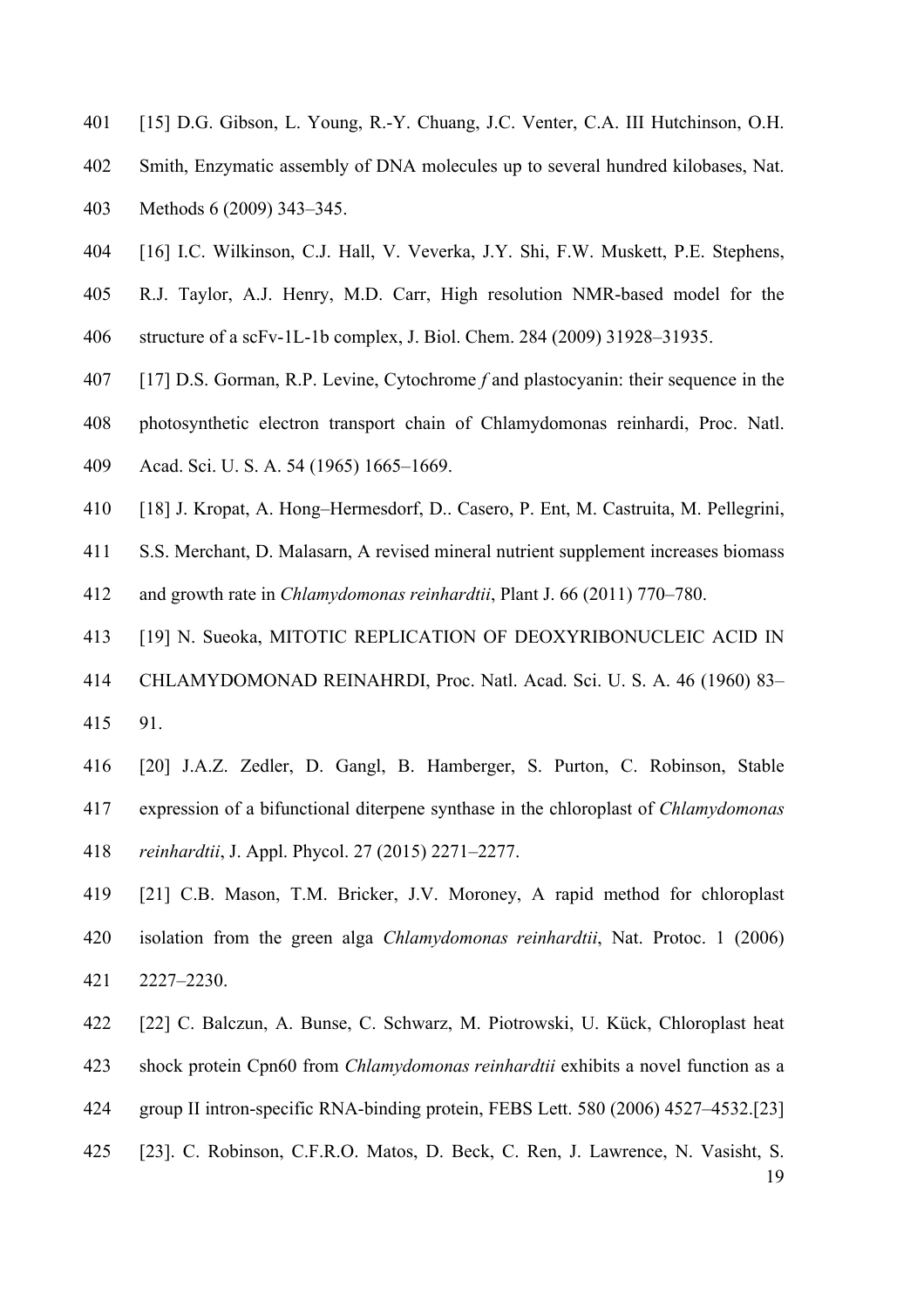[15] D.G. Gibson, L. Young, R.-Y. Chuang, J.C. Venter, C.A. III Hutchinson, O.H. Smith, Enzymatic assembly of DNA molecules up to several hundred kilobases, Nat. Methods 6 (2009) 343–345.

[16] I.C. Wilkinson, C.J. Hall, V. Veverka, J.Y. Shi, F.W. Muskett, P.E. Stephens, R.J. Taylor, A.J. Henry, M.D. Carr, High resolution NMR-based model for the structure of a scFv-1L-1b complex, J. Biol. Chem. 284 (2009) 31928–31935.

[17] D.S. Gorman, R.P. Levine, Cytochrome *f* and plastocyanin: their sequence in the photosynthetic electron transport chain of Chlamydomonas reinhardi, Proc. Natl. Acad. Sci. U. S. A. 54 (1965) 1665–1669.

[18] J. Kropat, A. Hong–Hermesdorf, D.. Casero, P. Ent, M. Castruita, M. Pellegrini, S.S. Merchant, D. Malasarn, A revised mineral nutrient supplement increases biomass and growth rate in *Chlamydomonas reinhardtii*, Plant J. 66 (2011) 770–780.

[19] N. Sueoka, MITOTIC REPLICATION OF DEOXYRIBONUCLEIC ACID IN CHLAMYDOMONAD REINAHRDI, Proc. Natl. Acad. Sci. U. S. A. 46 (1960) 83–91.

[20] J.A.Z. Zedler, D. Gangl, B. Hamberger, S. Purton, C. Robinson, Stable expression of a bifunctional diterpene synthase in the chloroplast of *Chlamydomonas reinhardtii*, J. Appl. Phycol. 27 (2015) 2271–2277.

[21] C.B. Mason, T.M. Bricker, J.V. Moroney, A rapid method for chloroplast isolation from the green alga *Chlamydomonas reinhardtii*, Nat. Protoc. 1 (2006) 2227–2230.

[22] C. Balczun, A. Bunse, C. Schwarz, M. Piotrowski, U. Kück, Chloroplast heat shock protein Cpn60 from *Chlamydomonas reinhardtii* exhibits a novel function as a group II intron-specific RNA-binding protein, FEBS Lett. 580 (2006) 4527–4532.[23]

[23]. C. Robinson, C.F.R.O. Matos, D. Beck, C. Ren, J. Lawrence, N. Vasisht, S.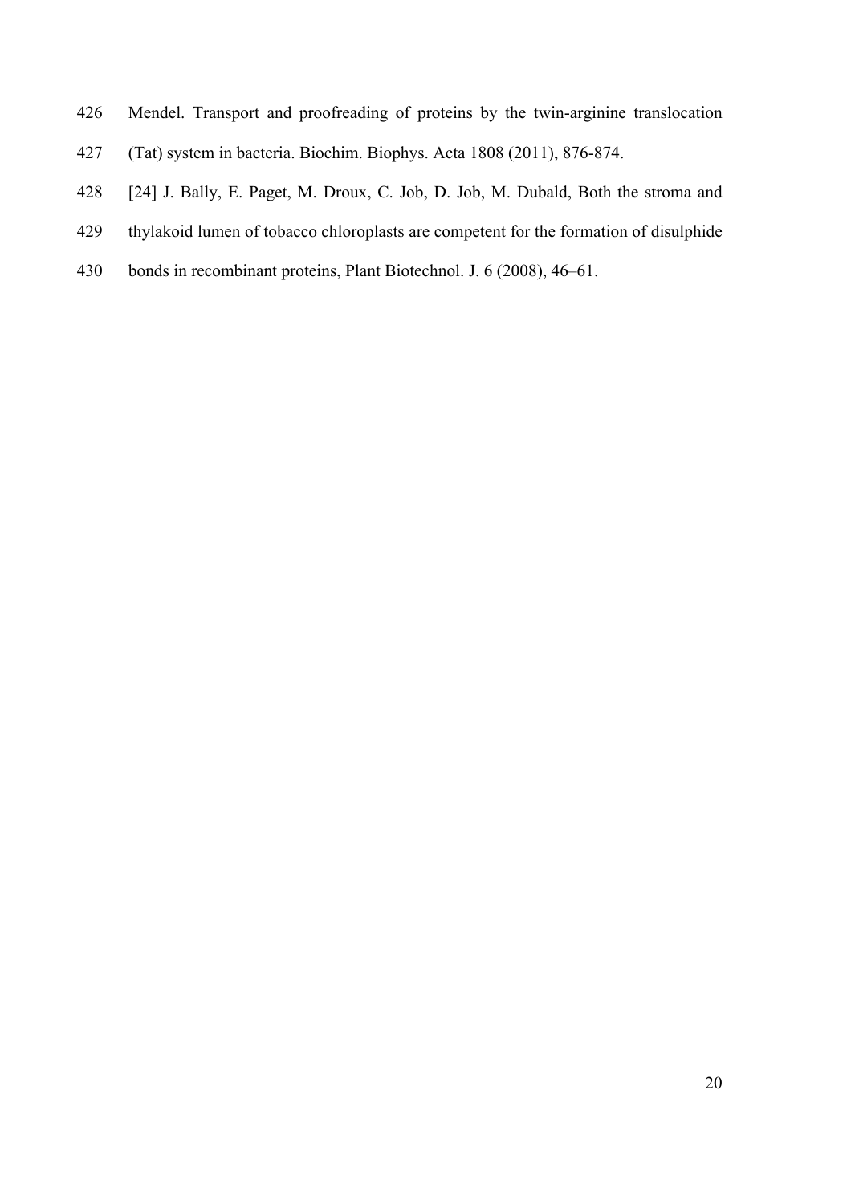Mendel. Transport and proofreading of proteins by the twin-arginine translocation (Tat) system in bacteria. Biochim. Biophys. Acta 1808 (2011), 876-874.

[24] J. Bally, E. Paget, M. Droux, C. Job, D. Job, M. Dubald, Both the stroma and thylakoid lumen of tobacco chloroplasts are competent for the formation of disulphide bonds in recombinant proteins, Plant Biotechnol. J. 6 (2008), 46–61.